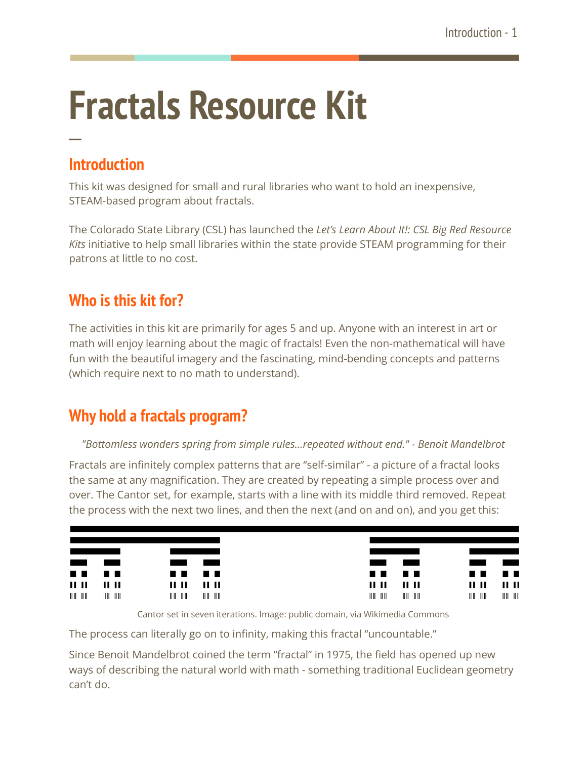# Fractals Resource Kit

## Introduction

This kit was designed for small and rural libraries who want to hold an inexpensive, STEAM-based program about fractals.

The Colorado State Library (CSL) has launched the *Let's Learn About It!: CSL Big Red Resource Kits* initiative to help small libraries within the state provide STEAM programming for their patrons at little to no cost.

## Who is this kit for?

The activities in this kit are primarily for ages 5 and up. Anyone with an interest in art or math will enjoy learning about the magic of fractals! Even the non-mathematical will have fun with the beautiful imagery and the fascinating, mind-bending concepts and patterns (which require next to no math to understand).

## Why hold a fractals program?

*"Bottomless wonders spring from simple rules...repeated without end." - Benoit Mandelbrot*

Fractals are infinitely complex patterns that are "self-similar" - a picture of a fractal looks the same at any magnification. They are created by repeating a simple process over and over. The Cantor set, for example, starts with a line with its middle third removed. Repeat the process with the next two lines, and then the next (and on and on), and you get this:

Cantor set in seven iterations. Image: public domain, via Wikimedia Commons

The process can literally go on to infinity, making this fractal "uncountable."

Since Benoit Mandelbrot coined the term "fractal" in 1975, the field has opened up new ways of describing the natural world with math - something traditional Euclidean geometry can't do.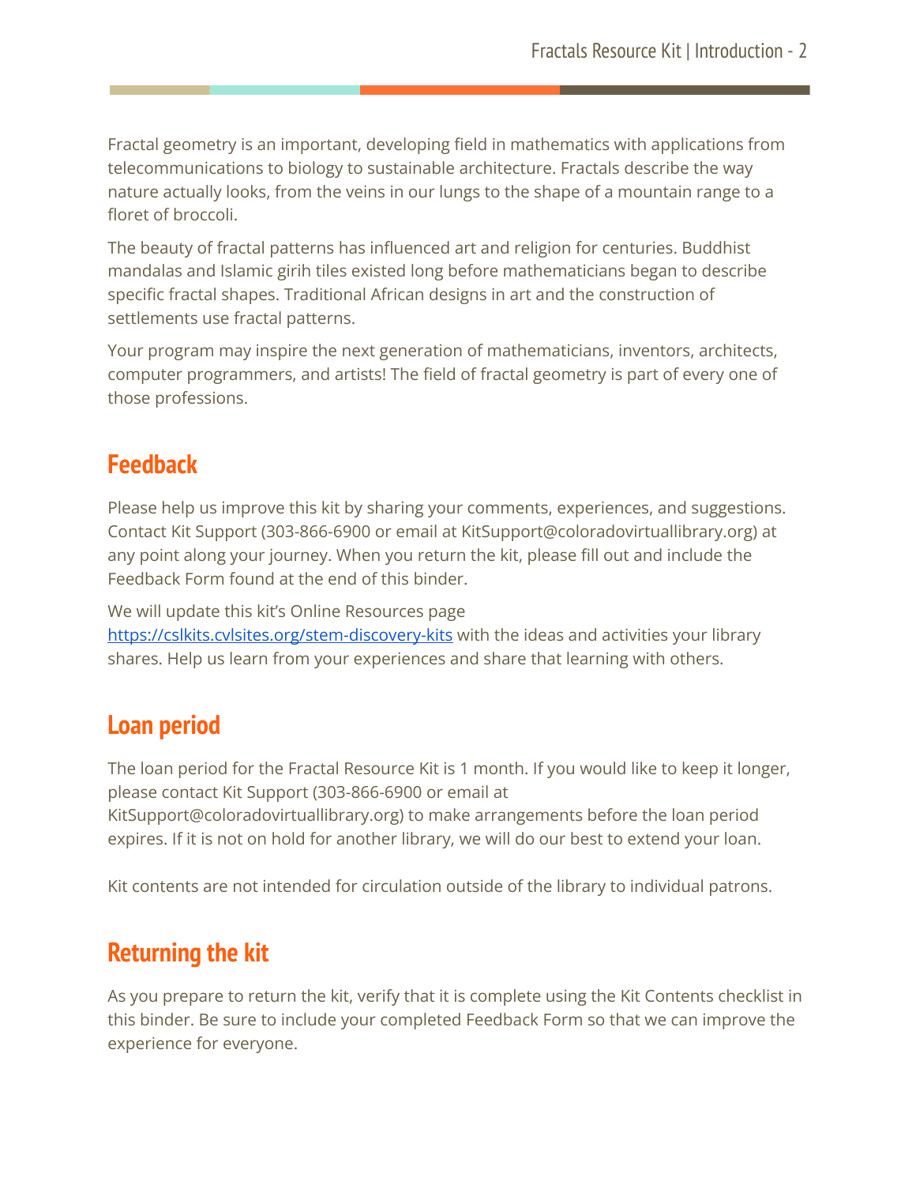Fractal geometry is an important, developing field in mathematics with applications from telecommunications to biology to sustainable architecture. Fractals describe the way nature actually looks, from the veins in our lungs to the shape of a mountain range to a floret of broccoli.

The beauty of fractal patterns has influenced art and religion for centuries. Buddhist mandalas and Islamic girih tiles existed long before mathematicians began to describe specific fractal shapes. Traditional African designs in art and the construction of settlements use fractal patterns.

Your program may inspire the next generation of mathematicians, inventors, architects, computer programmers, and artists! The field of fractal geometry is part of every one of those professions.

## Feedback

Please help us improve this kit by sharing your comments, experiences, and suggestions. Contact Kit Support (303-866-6900 or email at KitSupport@coloradovirtuallibrary.org) at any point along your journey. When you return the kit, please fill out and include the Feedback Form found at the end of this binder.

We will update this kit's Online Resources page https://cslkits.cvlsites.org/stem-discovery-kits with the ideas and activities your library shares. Help us learn from your experiences and share that learning with others.

## Loan period

The loan period for the Fractal Resource Kit is 1 month. If you would like to keep it longer, please contact Kit Support (303-866-6900 or email at KitSupport@coloradovirtuallibrary.org) to make arrangements before the loan period expires. If it is not on hold for another library, we will do our best to extend your loan.

Kit contents are not intended for circulation outside of the library to individual patrons.

## Returning the kit

As you prepare to return the kit, verify that it is complete using the Kit Contents checklist in this binder. Be sure to include your completed Feedback Form so that we can improve the experience for everyone.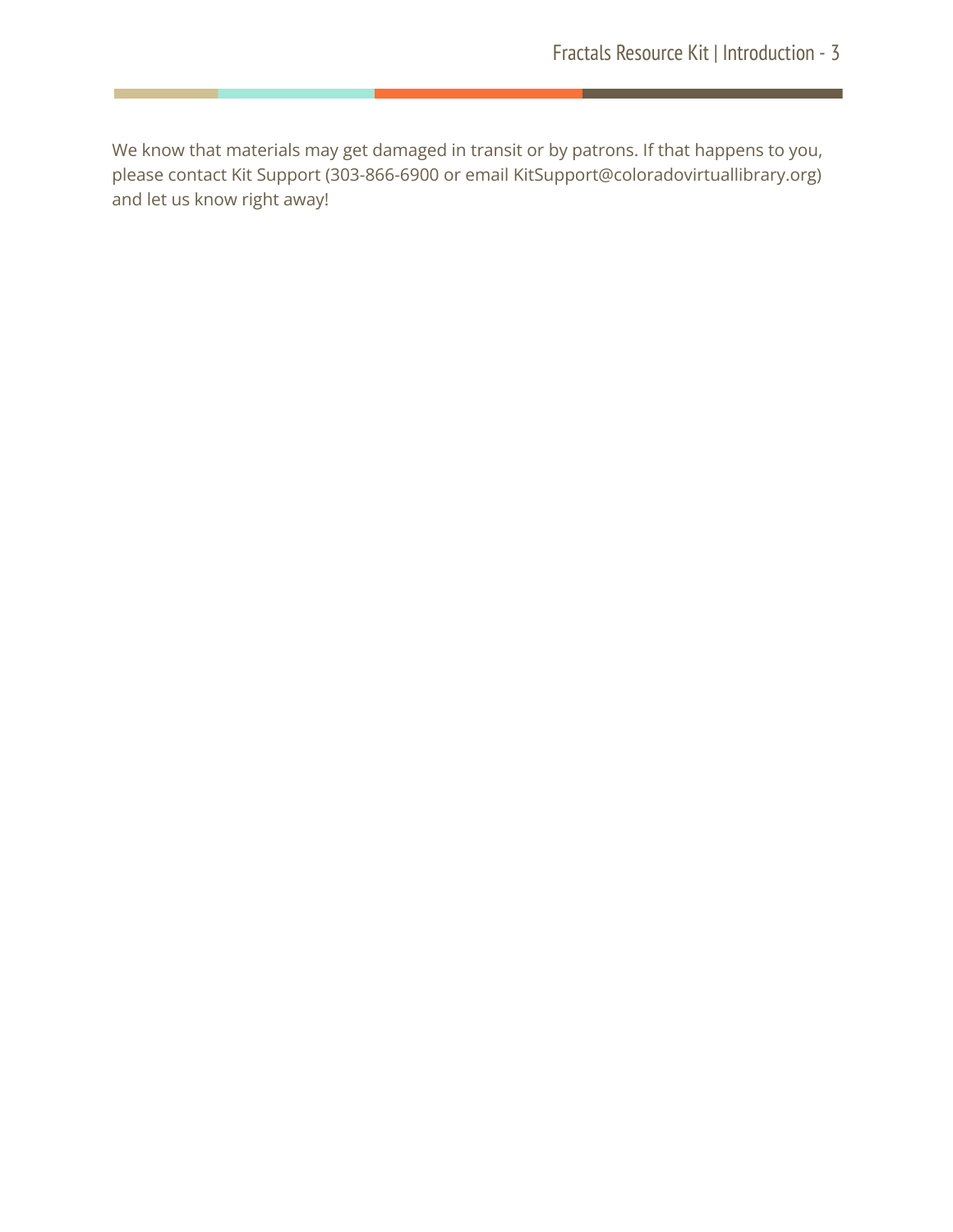We know that materials may get damaged in transit or by patrons. If that happens to you, please contact Kit Support (303-866-6900 or email KitSupport@coloradovirtuallibrary.org) and let us know right away!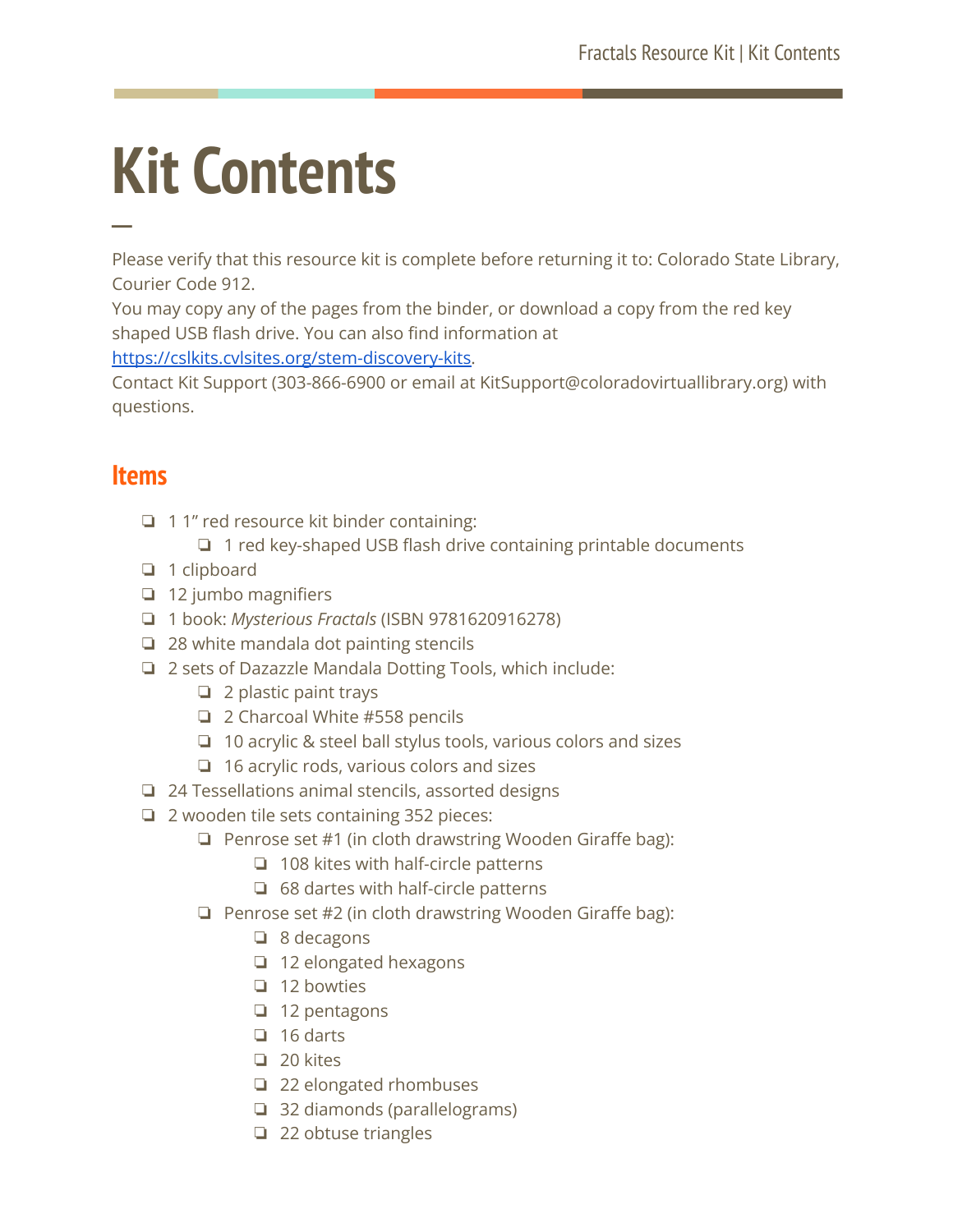# Kit Contents

—

Please verify that this resource kit is complete before returning it to: Colorado State Library, Courier Code 912.
You may copy any of the pages from the binder, or download a copy from the red key shaped USB flash drive. You can also find information at https://cslkits.cvlsites.org/stem-discovery-kits.
Contact Kit Support (303-866-6900 or email at KitSupport@coloradovirtuallibrary.org) with questions.

## Items

- ❏ 1 1" red resource kit binder containing:
  - ❏ 1 red key-shaped USB flash drive containing printable documents
- ❏ 1 clipboard
- ❏ 12 jumbo magnifiers
- ❏ 1 book: *Mysterious Fractals* (ISBN 9781620916278)
- ❏ 28 white mandala dot painting stencils
- ❏ 2 sets of Dazazzle Mandala Dotting Tools, which include:
  - ❏ 2 plastic paint trays
  - ❏ 2 Charcoal White #558 pencils
  - ❏ 10 acrylic & steel ball stylus tools, various colors and sizes
  - ❏ 16 acrylic rods, various colors and sizes
- ❏ 24 Tessellations animal stencils, assorted designs
- ❏ 2 wooden tile sets containing 352 pieces:
  - ❏ Penrose set #1 (in cloth drawstring Wooden Giraffe bag):
    - ❏ 108 kites with half-circle patterns
    - ❏ 68 dartes with half-circle patterns
  - ❏ Penrose set #2 (in cloth drawstring Wooden Giraffe bag):
    - ❏ 8 decagons
    - ❏ 12 elongated hexagons
    - ❏ 12 bowties
    - ❏ 12 pentagons
    - ❏ 16 darts
    - ❏ 20 kites
    - ❏ 22 elongated rhombuses
    - ❏ 32 diamonds (parallelograms)
    - ❏ 22 obtuse triangles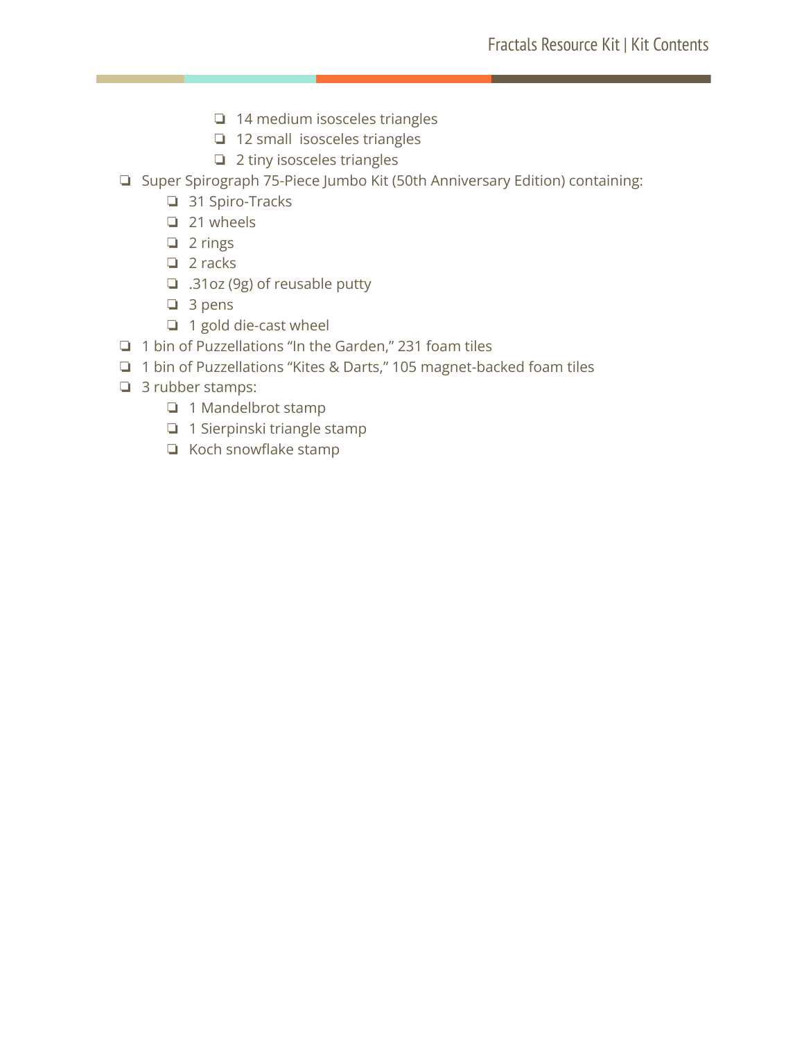- 14 medium isosceles triangles
        - 12 small  isosceles triangles
        - 2 tiny isosceles triangles
- Super Spirograph 75-Piece Jumbo Kit (50th Anniversary Edition) containing:
    - 31 Spiro-Tracks
    - 21 wheels
    - 2 rings
    - 2 racks
    - .31oz (9g) of reusable putty
    - 3 pens
    - 1 gold die-cast wheel
- 1 bin of Puzzellations "In the Garden," 231 foam tiles
- 1 bin of Puzzellations "Kites & Darts," 105 magnet-backed foam tiles
- 3 rubber stamps:
    - 1 Mandelbrot stamp
    - 1 Sierpinski triangle stamp
    - Koch snowflake stamp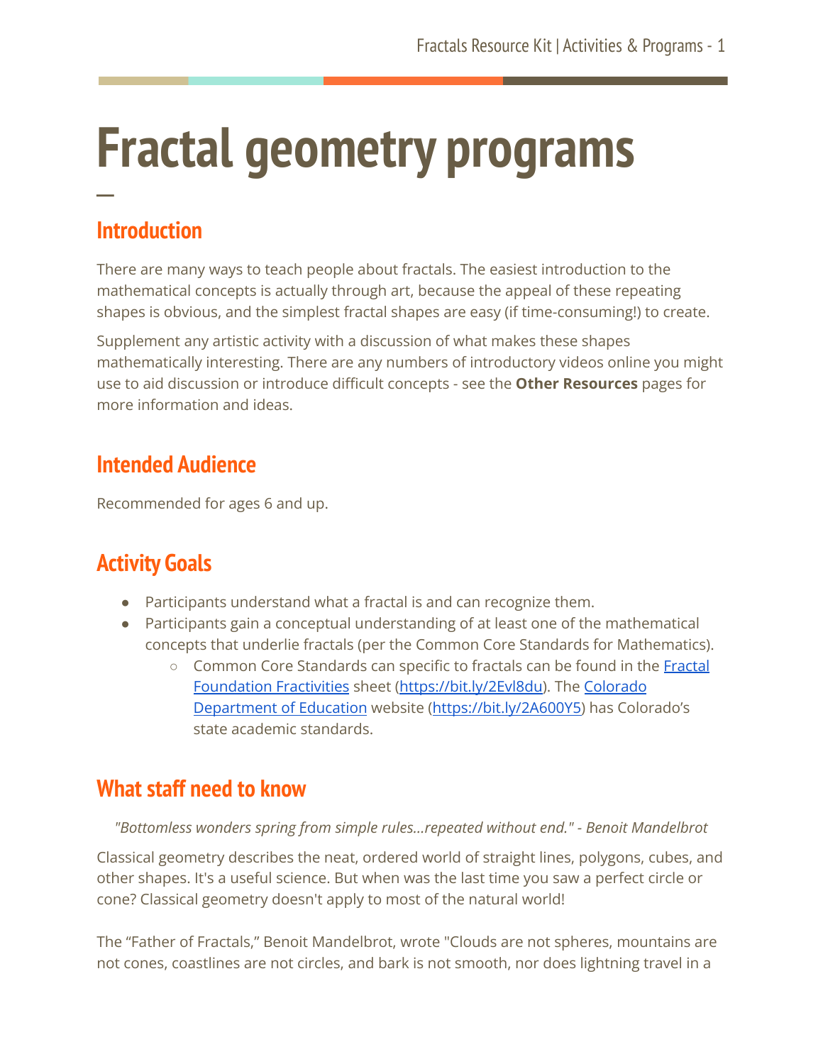# Fractal geometry programs

## Introduction

There are many ways to teach people about fractals. The easiest introduction to the mathematical concepts is actually through art, because the appeal of these repeating shapes is obvious, and the simplest fractal shapes are easy (if time-consuming!) to create.

Supplement any artistic activity with a discussion of what makes these shapes mathematically interesting. There are any numbers of introductory videos online you might use to aid discussion or introduce difficult concepts - see the **Other Resources** pages for more information and ideas.

## Intended Audience

Recommended for ages 6 and up.

## Activity Goals

- Participants understand what a fractal is and can recognize them.
- Participants gain a conceptual understanding of at least one of the mathematical concepts that underlie fractals (per the Common Core Standards for Mathematics).
    - Common Core Standards can specific to fractals can be found in the [Fractal Foundation Fractivities](https://bit.ly/2Evl8du) sheet (https://bit.ly/2Evl8du). The [Colorado Department of Education](https://bit.ly/2A600Y5) website (https://bit.ly/2A600Y5) has Colorado's state academic standards.

## What staff need to know

*"Bottomless wonders spring from simple rules…repeated without end." - Benoit Mandelbrot*

Classical geometry describes the neat, ordered world of straight lines, polygons, cubes, and other shapes. It's a useful science. But when was the last time you saw a perfect circle or cone? Classical geometry doesn't apply to most of the natural world!

The "Father of Fractals," Benoit Mandelbrot, wrote "Clouds are not spheres, mountains are not cones, coastlines are not circles, and bark is not smooth, nor does lightning travel in a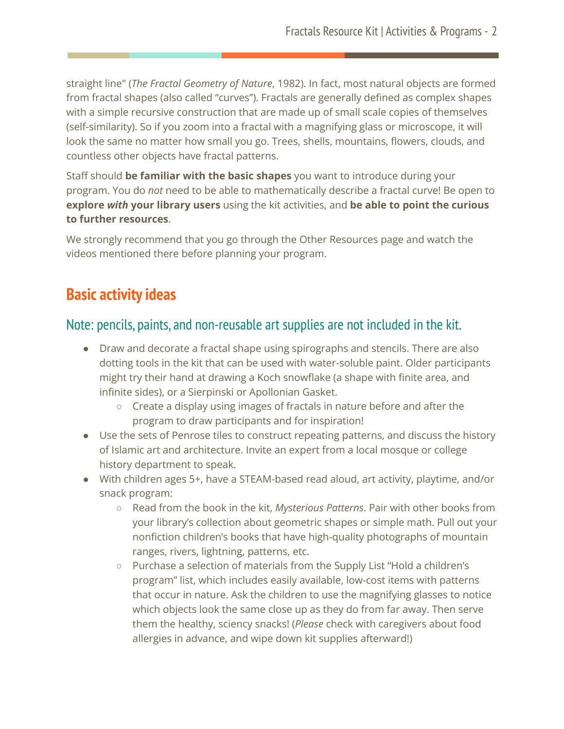straight line" (*The Fractal Geometry of Nature*, 1982). In fact, most natural objects are formed from fractal shapes (also called "curves"). Fractals are generally defined as complex shapes with a simple recursive construction that are made up of small scale copies of themselves (self-similarity). So if you zoom into a fractal with a magnifying glass or microscope, it will look the same no matter how small you go. Trees, shells, mountains, flowers, clouds, and countless other objects have fractal patterns.

Staff should **be familiar with the basic shapes** you want to introduce during your program. You do *not* need to be able to mathematically describe a fractal curve! Be open to **explore *with* your library users** using the kit activities, and **be able to point the curious to further resources**.

We strongly recommend that you go through the Other Resources page and watch the videos mentioned there before planning your program.

## Basic activity ideas

### Note: pencils, paints, and non-reusable art supplies are not included in the kit.

- Draw and decorate a fractal shape using spirographs and stencils. There are also dotting tools in the kit that can be used with water-soluble paint. Older participants might try their hand at drawing a Koch snowflake (a shape with finite area, and infinite sides), or a Sierpinski or Apollonian Gasket.
  - Create a display using images of fractals in nature before and after the program to draw participants and for inspiration!
- Use the sets of Penrose tiles to construct repeating patterns, and discuss the history of Islamic art and architecture. Invite an expert from a local mosque or college history department to speak.
- With children ages 5+, have a STEAM-based read aloud, art activity, playtime, and/or snack program:
  - Read from the book in the kit, *Mysterious Patterns*. Pair with other books from your library's collection about geometric shapes or simple math. Pull out your nonfiction children's books that have high-quality photographs of mountain ranges, rivers, lightning, patterns, etc.
  - Purchase a selection of materials from the Supply List "Hold a children's program" list, which includes easily available, low-cost items with patterns that occur in nature. Ask the children to use the magnifying glasses to notice which objects look the same close up as they do from far away. Then serve them the healthy, sciency snacks! (*Please* check with caregivers about food allergies in advance, and wipe down kit supplies afterward!)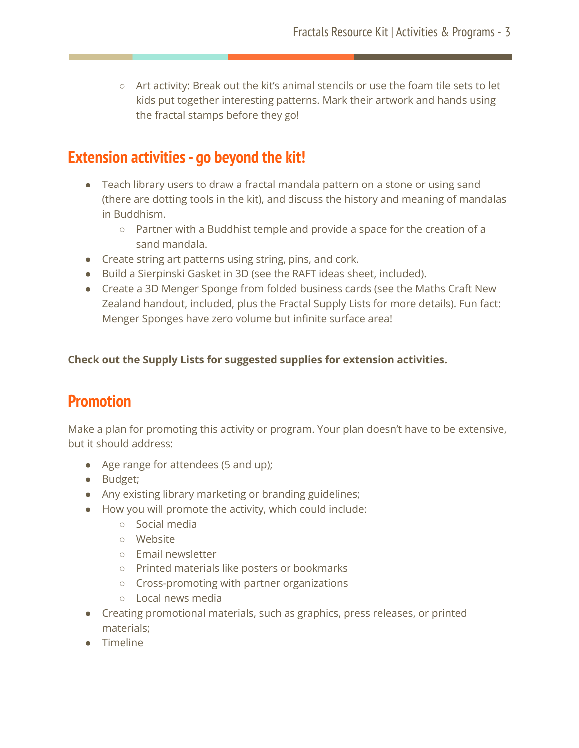- Art activity: Break out the kit's animal stencils or use the foam tile sets to let kids put together interesting patterns. Mark their artwork and hands using the fractal stamps before they go!

## Extension activities - go beyond the kit!

- Teach library users to draw a fractal mandala pattern on a stone or using sand (there are dotting tools in the kit), and discuss the history and meaning of mandalas in Buddhism.
    - Partner with a Buddhist temple and provide a space for the creation of a sand mandala.
- Create string art patterns using string, pins, and cork.
- Build a Sierpinski Gasket in 3D (see the RAFT ideas sheet, included).
- Create a 3D Menger Sponge from folded business cards (see the Maths Craft New Zealand handout, included, plus the Fractal Supply Lists for more details). Fun fact: Menger Sponges have zero volume but infinite surface area!

**Check out the Supply Lists for suggested supplies for extension activities.**

## Promotion

Make a plan for promoting this activity or program. Your plan doesn't have to be extensive, but it should address:

- Age range for attendees (5 and up);
- Budget;
- Any existing library marketing or branding guidelines;
- How you will promote the activity, which could include:
    - Social media
    - Website
    - Email newsletter
    - Printed materials like posters or bookmarks
    - Cross-promoting with partner organizations
    - Local news media
- Creating promotional materials, such as graphics, press releases, or printed materials;
- Timeline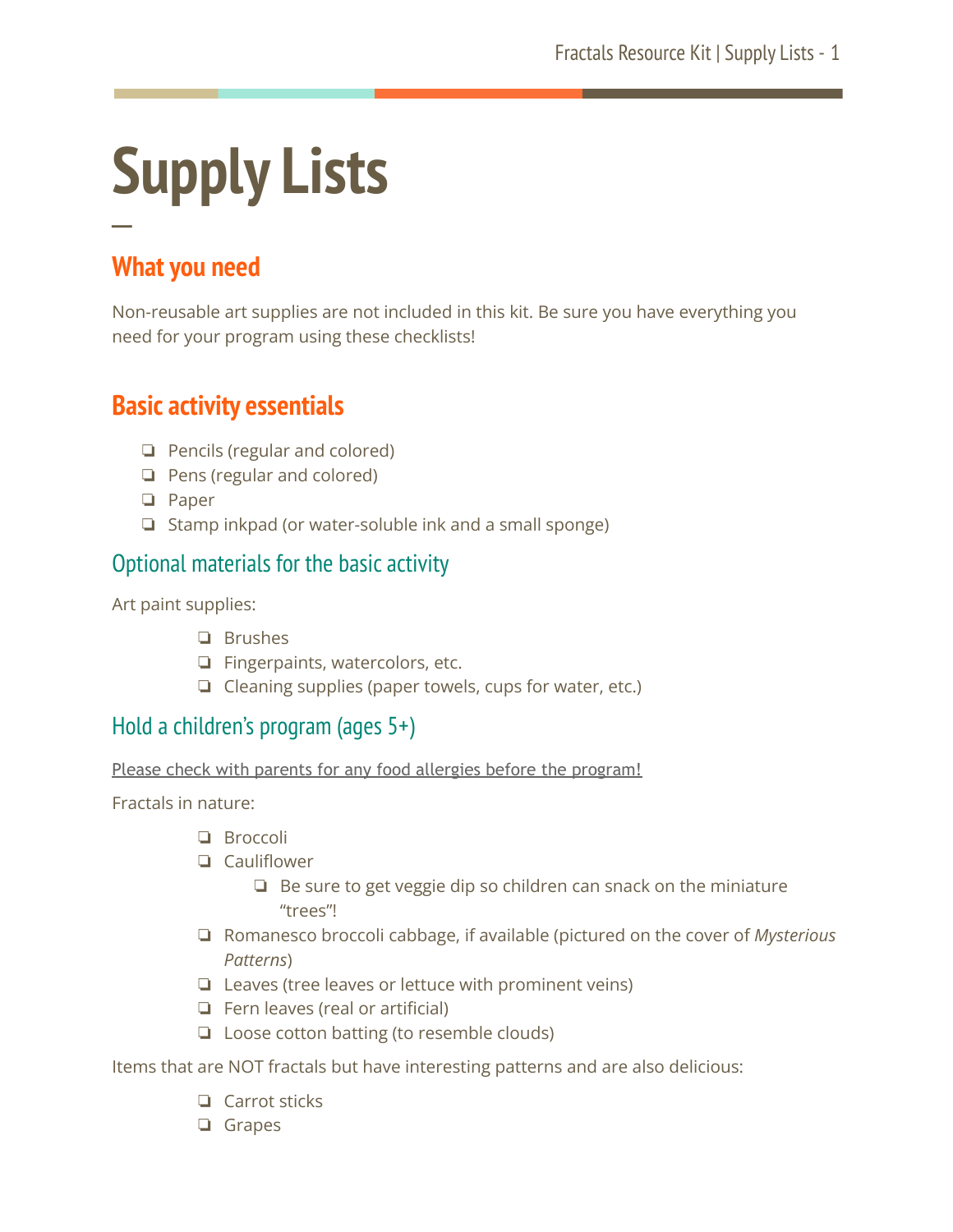# Supply Lists

## What you need

Non-reusable art supplies are not included in this kit. Be sure you have everything you need for your program using these checklists!

## Basic activity essentials

- Pencils (regular and colored)
- Pens (regular and colored)
- Paper
- Stamp inkpad (or water-soluble ink and a small sponge)

### Optional materials for the basic activity

Art paint supplies:

- Brushes
- Fingerpaints, watercolors, etc.
- Cleaning supplies (paper towels, cups for water, etc.)

### Hold a children's program (ages 5+)

Please check with parents for any food allergies before the program!

Fractals in nature:

- Broccoli
- Cauliflower
  - Be sure to get veggie dip so children can snack on the miniature "trees"!
- Romanesco broccoli cabbage, if available (pictured on the cover of *Mysterious Patterns*)
- Leaves (tree leaves or lettuce with prominent veins)
- Fern leaves (real or artificial)
- Loose cotton batting (to resemble clouds)

Items that are NOT fractals but have interesting patterns and are also delicious:

- Carrot sticks
- Grapes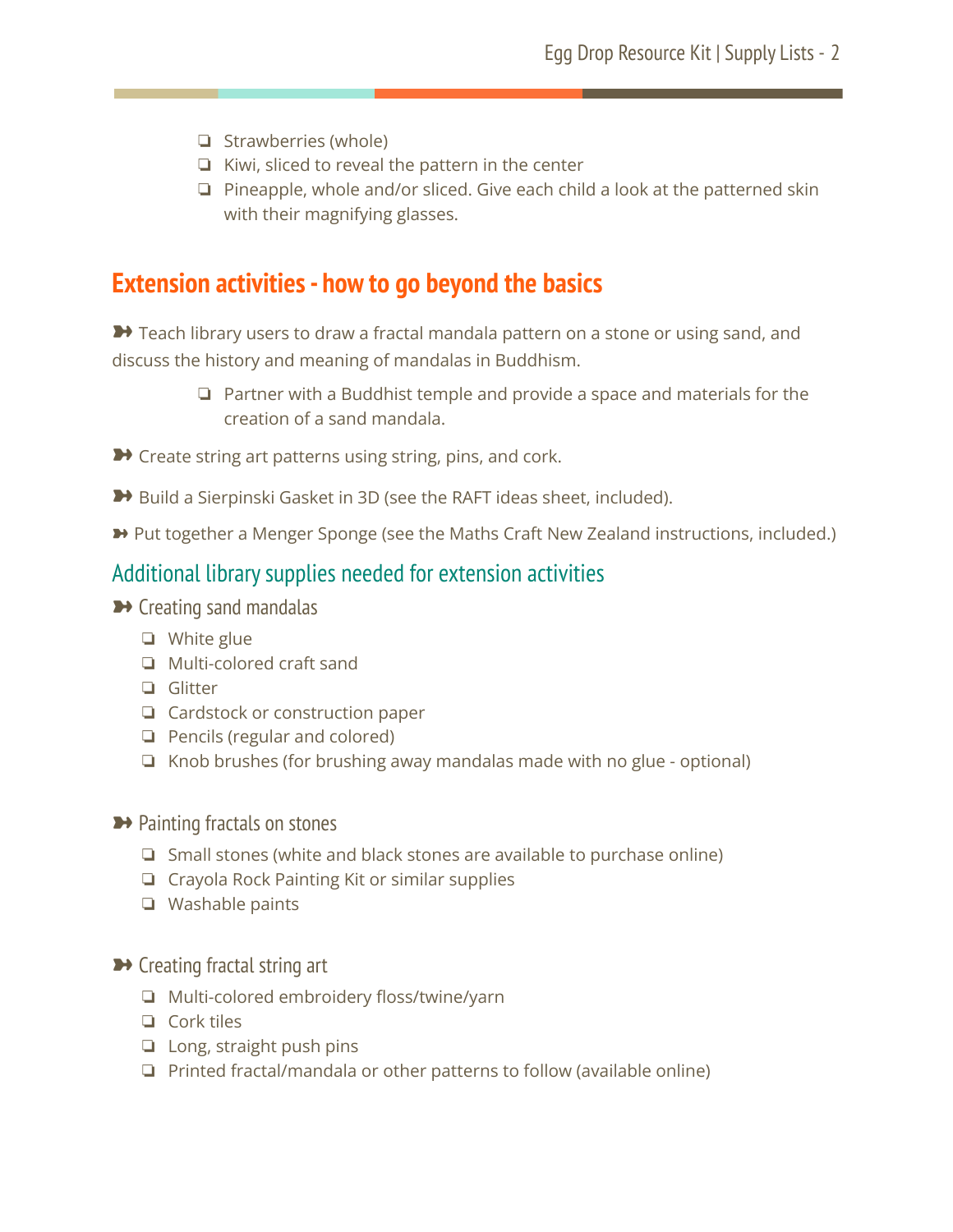- ❏ Strawberries (whole)
- ❏ Kiwi, sliced to reveal the pattern in the center
- ❏ Pineapple, whole and/or sliced. Give each child a look at the patterned skin with their magnifying glasses.

## Extension activities - how to go beyond the basics

➽ Teach library users to draw a fractal mandala pattern on a stone or using sand, and discuss the history and meaning of mandalas in Buddhism.

- ❏ Partner with a Buddhist temple and provide a space and materials for the creation of a sand mandala.

➽ Create string art patterns using string, pins, and cork.

➽ Build a Sierpinski Gasket in 3D (see the RAFT ideas sheet, included).

➽ Put together a Menger Sponge (see the Maths Craft New Zealand instructions, included.)

### Additional library supplies needed for extension activities

#### ➽ Creating sand mandalas

- ❏ White glue
- ❏ Multi-colored craft sand
- ❏ Glitter
- ❏ Cardstock or construction paper
- ❏ Pencils (regular and colored)
- ❏ Knob brushes (for brushing away mandalas made with no glue - optional)

#### ➽ Painting fractals on stones

- ❏ Small stones (white and black stones are available to purchase online)
- ❏ Crayola Rock Painting Kit or similar supplies
- ❏ Washable paints

#### ➽ Creating fractal string art

- ❏ Multi-colored embroidery floss/twine/yarn
- ❏ Cork tiles
- ❏ Long, straight push pins
- ❏ Printed fractal/mandala or other patterns to follow (available online)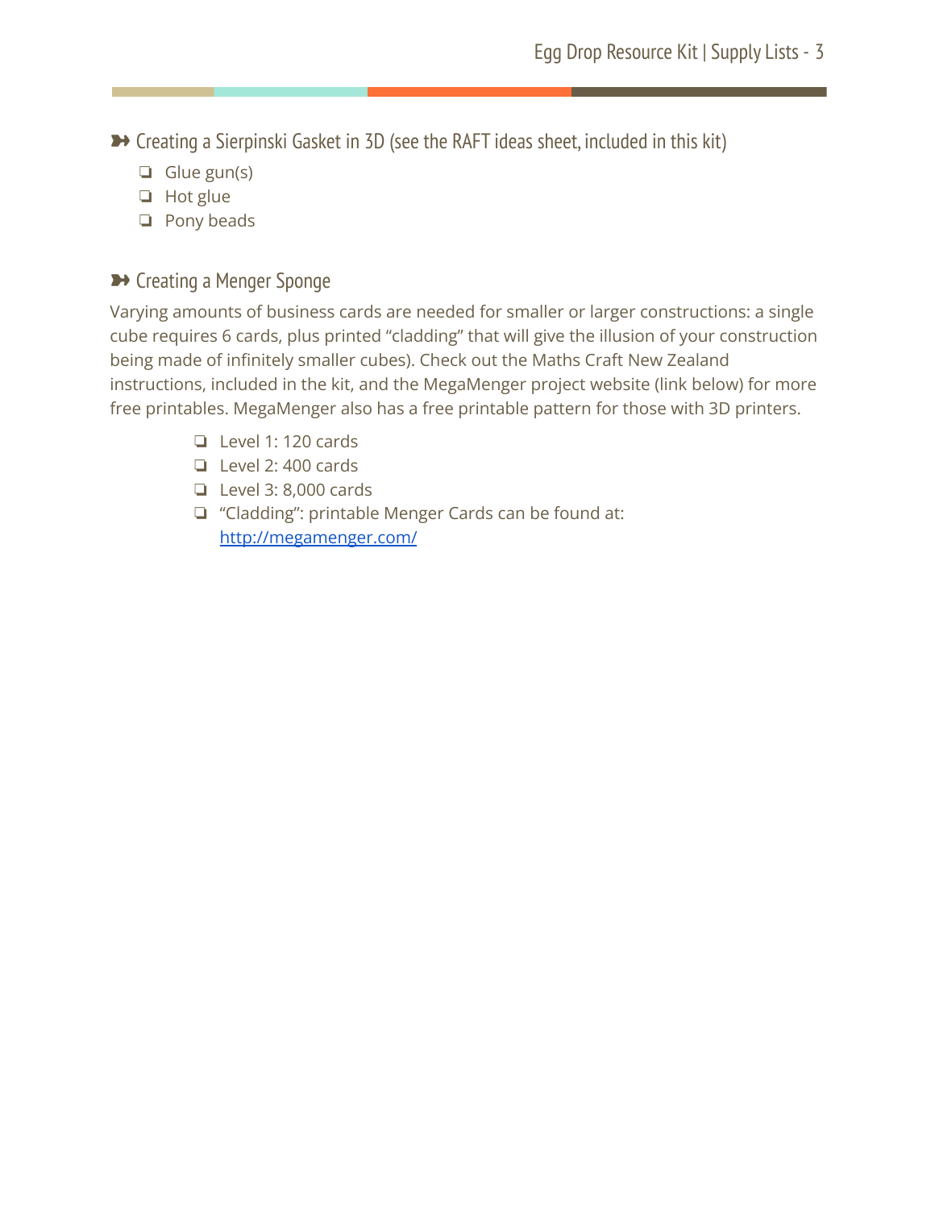### ➽ Creating a Sierpinski Gasket in 3D (see the RAFT ideas sheet, included in this kit)

- ❏ Glue gun(s)
- ❏ Hot glue
- ❏ Pony beads

### ➽ Creating a Menger Sponge

Varying amounts of business cards are needed for smaller or larger constructions: a single cube requires 6 cards, plus printed "cladding" that will give the illusion of your construction being made of infinitely smaller cubes). Check out the Maths Craft New Zealand instructions, included in the kit, and the MegaMenger project website (link below) for more free printables. MegaMenger also has a free printable pattern for those with 3D printers.

- ❏ Level 1: 120 cards
- ❏ Level 2: 400 cards
- ❏ Level 3: 8,000 cards
- ❏ "Cladding": printable Menger Cards can be found at: http://megamenger.com/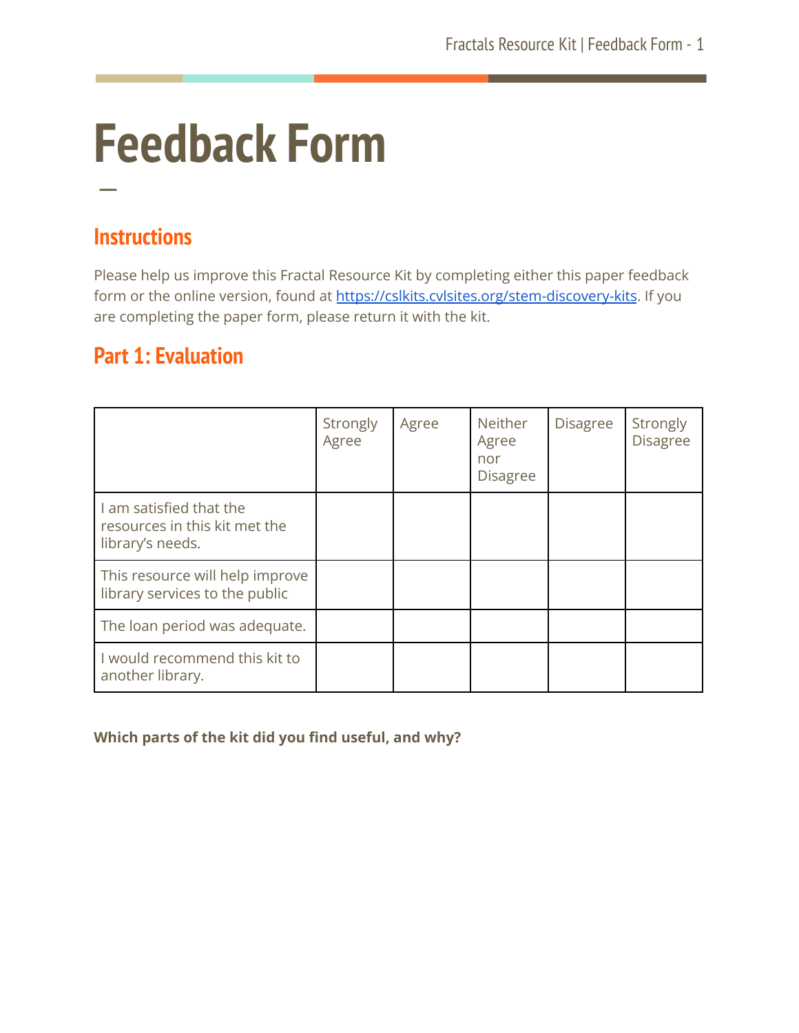# Feedback Form

## Instructions

Please help us improve this Fractal Resource Kit by completing either this paper feedback form or the online version, found at https://cslkits.cvlsites.org/stem-discovery-kits. If you are completing the paper form, please return it with the kit.

## Part 1: Evaluation

| | Strongly Agree | Agree | Neither Agree nor Disagree | Disagree | Strongly Disagree |
|---|---|---|---|---|---|
| I am satisfied that the resources in this kit met the library's needs. | | | | | |
| This resource will help improve library services to the public | | | | | |
| The loan period was adequate. | | | | | |
| I would recommend this kit to another library. | | | | | |

**Which parts of the kit did you find useful, and why?**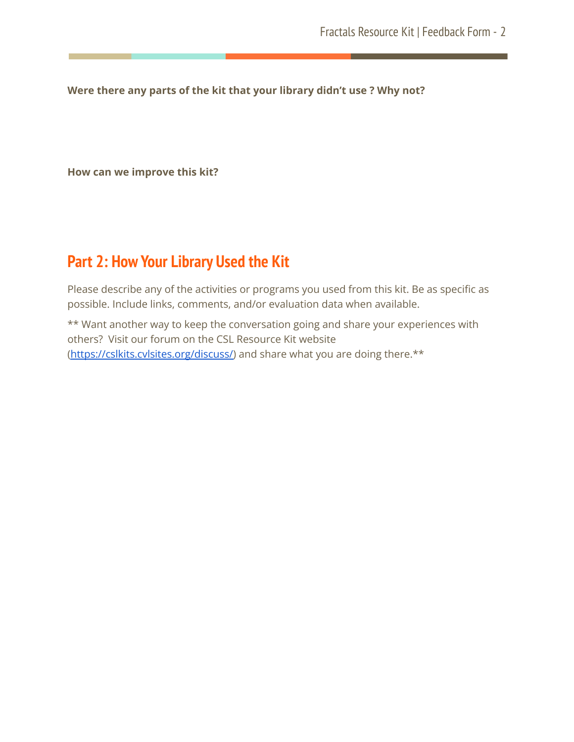**Were there any parts of the kit that your library didn't use ? Why not?**

**How can we improve this kit?**

## Part 2: How Your Library Used the Kit

Please describe any of the activities or programs you used from this kit. Be as specific as possible. Include links, comments, and/or evaluation data when available.

** Want another way to keep the conversation going and share your experiences with others? Visit our forum on the CSL Resource Kit website (https://cslkits.cvlsites.org/discuss/) and share what you are doing there.**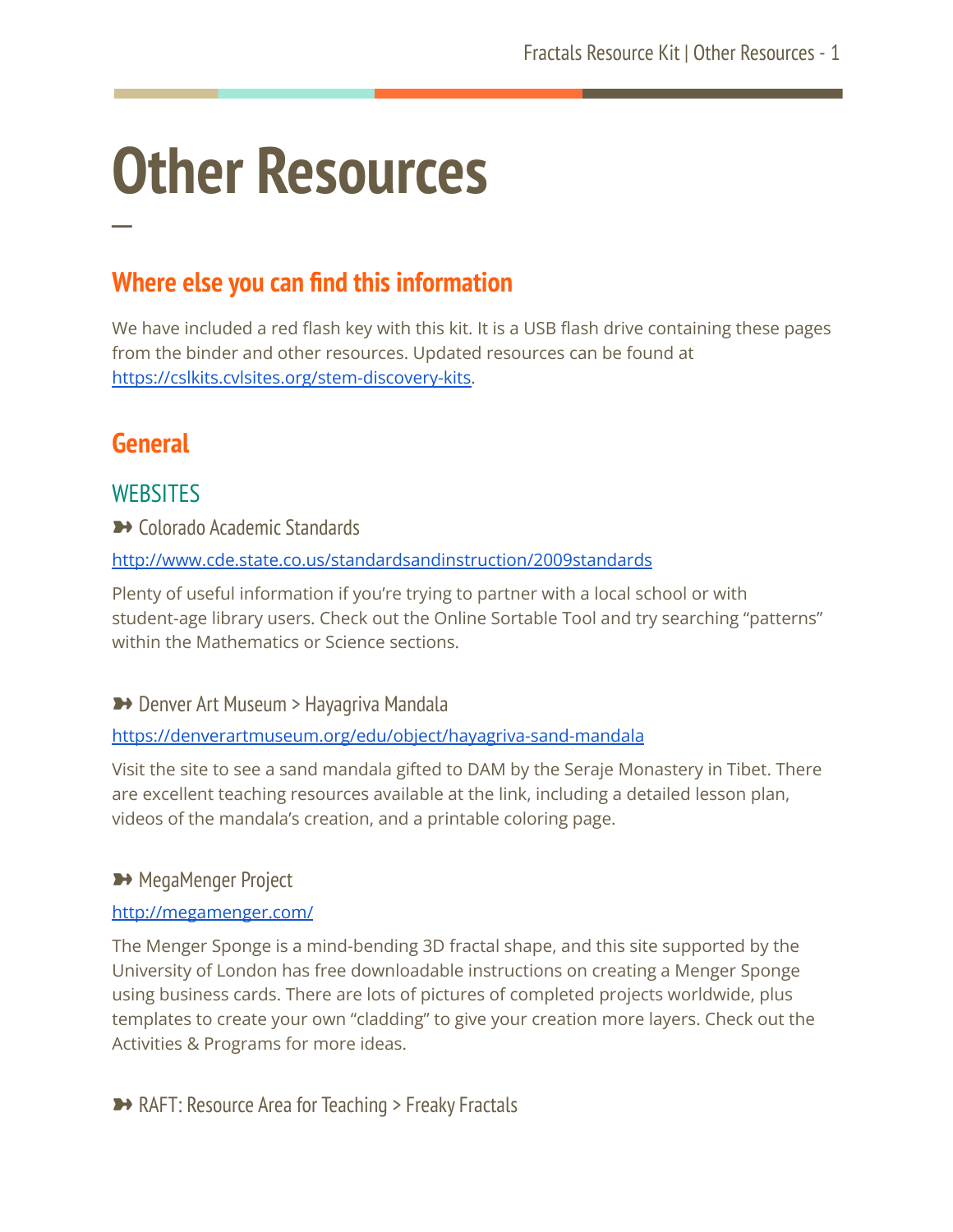# Other Resources

—

## Where else you can find this information

We have included a red flash key with this kit. It is a USB flash drive containing these pages from the binder and other resources. Updated resources can be found at https://cslkits.cvlsites.org/stem-discovery-kits.

## General

### WEBSITES

➽ Colorado Academic Standards

http://www.cde.state.co.us/standardsandinstruction/2009standards

Plenty of useful information if you're trying to partner with a local school or with student-age library users. Check out the Online Sortable Tool and try searching "patterns" within the Mathematics or Science sections.

➽ Denver Art Museum > Hayagriva Mandala

https://denverartmuseum.org/edu/object/hayagriva-sand-mandala

Visit the site to see a sand mandala gifted to DAM by the Seraje Monastery in Tibet. There are excellent teaching resources available at the link, including a detailed lesson plan, videos of the mandala's creation, and a printable coloring page.

➽ MegaMenger Project

http://megamenger.com/

The Menger Sponge is a mind-bending 3D fractal shape, and this site supported by the University of London has free downloadable instructions on creating a Menger Sponge using business cards. There are lots of pictures of completed projects worldwide, plus templates to create your own "cladding" to give your creation more layers. Check out the Activities & Programs for more ideas.

➽ RAFT: Resource Area for Teaching > Freaky Fractals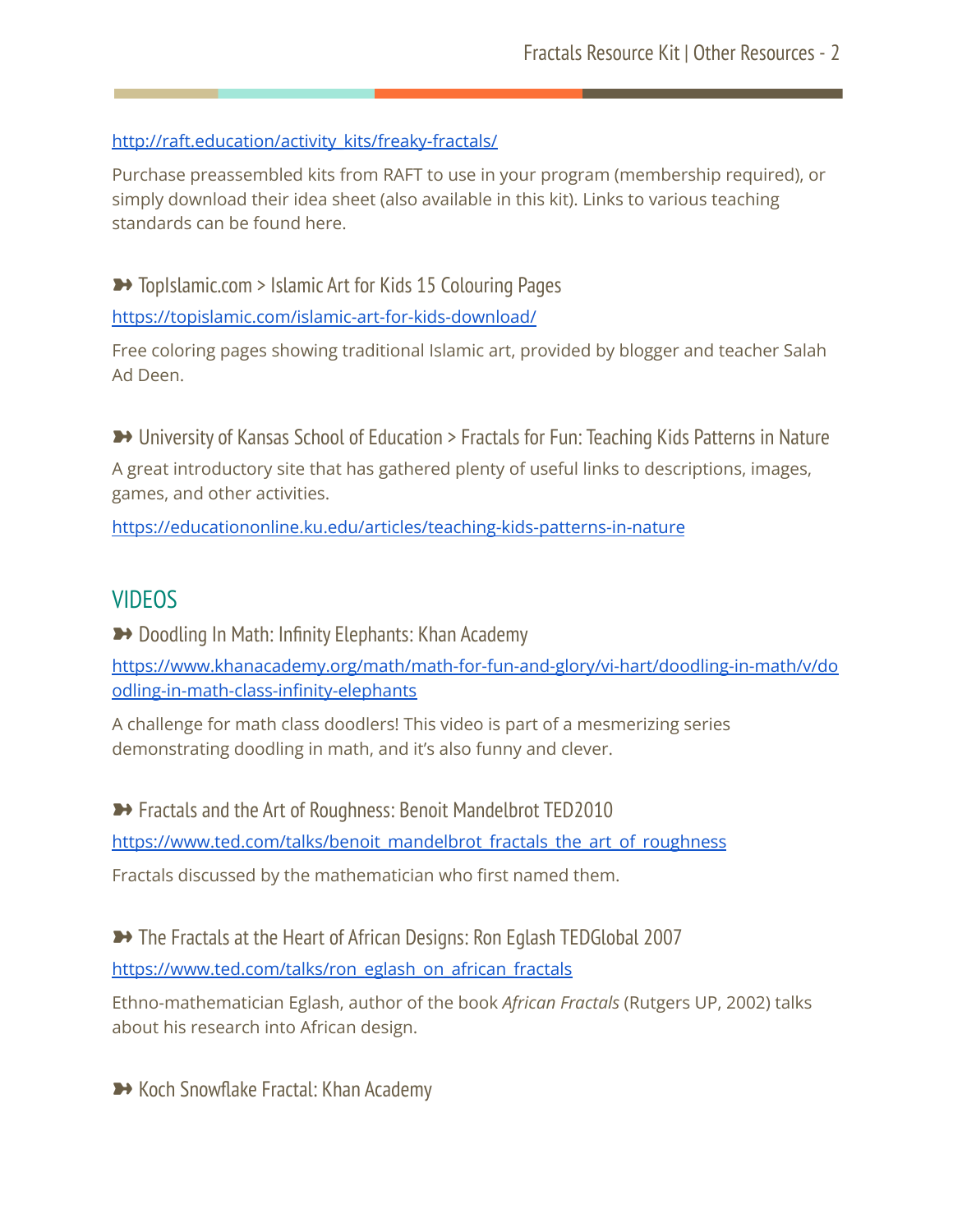http://raft.education/activity_kits/freaky-fractals/

Purchase preassembled kits from RAFT to use in your program (membership required), or simply download their idea sheet (also available in this kit). Links to various teaching standards can be found here.

➽ TopIslamic.com > Islamic Art for Kids 15 Colouring Pages

https://topislamic.com/islamic-art-for-kids-download/

Free coloring pages showing traditional Islamic art, provided by blogger and teacher Salah Ad Deen.

➽ University of Kansas School of Education > Fractals for Fun: Teaching Kids Patterns in Nature

A great introductory site that has gathered plenty of useful links to descriptions, images, games, and other activities.

https://educationonline.ku.edu/articles/teaching-kids-patterns-in-nature

## VIDEOS

➽ Doodling In Math: Infinity Elephants: Khan Academy

https://www.khanacademy.org/math/math-for-fun-and-glory/vi-hart/doodling-in-math/v/doodling-in-math-class-infinity-elephants

A challenge for math class doodlers! This video is part of a mesmerizing series demonstrating doodling in math, and it's also funny and clever.

➽ Fractals and the Art of Roughness: Benoit Mandelbrot TED2010

https://www.ted.com/talks/benoit_mandelbrot_fractals_the_art_of_roughness

Fractals discussed by the mathematician who first named them.

➽ The Fractals at the Heart of African Designs: Ron Eglash TEDGlobal 2007

https://www.ted.com/talks/ron_eglash_on_african_fractals

Ethno-mathematician Eglash, author of the book *African Fractals* (Rutgers UP, 2002) talks about his research into African design.

➽ Koch Snowflake Fractal: Khan Academy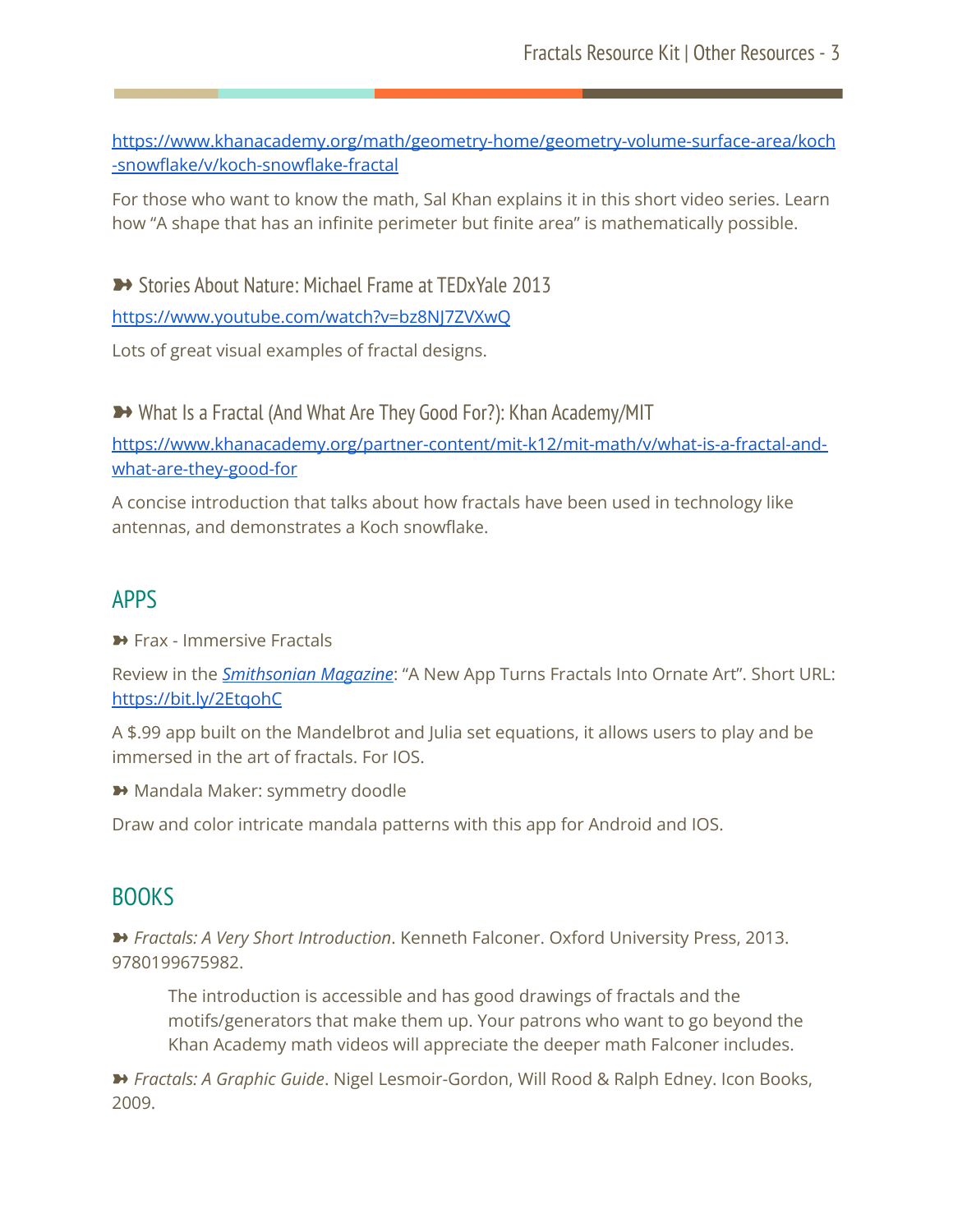https://www.khanacademy.org/math/geometry-home/geometry-volume-surface-area/koch-snowflake/v/koch-snowflake-fractal

For those who want to know the math, Sal Khan explains it in this short video series. Learn how "A shape that has an infinite perimeter but finite area" is mathematically possible.

➻ Stories About Nature: Michael Frame at TEDxYale 2013

https://www.youtube.com/watch?v=bz8NJ7ZVXwQ

Lots of great visual examples of fractal designs.

➻ What Is a Fractal (And What Are They Good For?): Khan Academy/MIT

https://www.khanacademy.org/partner-content/mit-k12/mit-math/v/what-is-a-fractal-and-what-are-they-good-for

A concise introduction that talks about how fractals have been used in technology like antennas, and demonstrates a Koch snowflake.

## APPS

➻ Frax - Immersive Fractals

Review in the *Smithsonian Magazine*: "A New App Turns Fractals Into Ornate Art". Short URL: https://bit.ly/2EtqohC

A $.99 app built on the Mandelbrot and Julia set equations, it allows users to play and be immersed in the art of fractals. For IOS.

➻ Mandala Maker: symmetry doodle

Draw and color intricate mandala patterns with this app for Android and IOS.

## BOOKS

➻ *Fractals: A Very Short Introduction*. Kenneth Falconer. Oxford University Press, 2013. 9780199675982.

> The introduction is accessible and has good drawings of fractals and the motifs/generators that make them up. Your patrons who want to go beyond the Khan Academy math videos will appreciate the deeper math Falconer includes.

➻ *Fractals: A Graphic Guide*. Nigel Lesmoir-Gordon, Will Rood & Ralph Edney. Icon Books, 2009.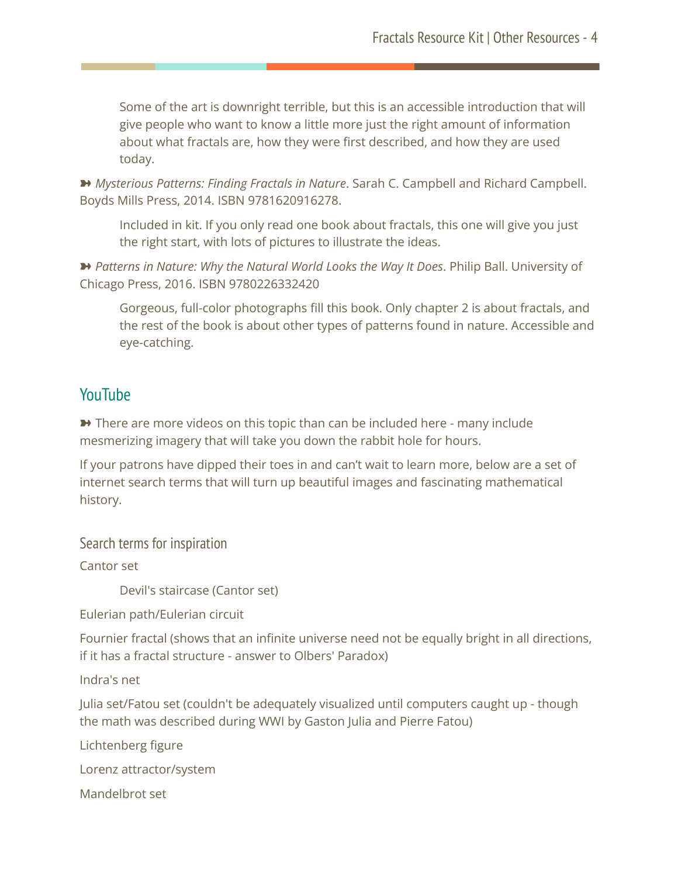Some of the art is downright terrible, but this is an accessible introduction that will give people who want to know a little more just the right amount of information about what fractals are, how they were first described, and how they are used today.

➽ *Mysterious Patterns: Finding Fractals in Nature*. Sarah C. Campbell and Richard Campbell. Boyds Mills Press, 2014. ISBN 9781620916278.

Included in kit. If you only read one book about fractals, this one will give you just the right start, with lots of pictures to illustrate the ideas.

➽ *Patterns in Nature: Why the Natural World Looks the Way It Does*. Philip Ball. University of Chicago Press, 2016. ISBN 9780226332420

Gorgeous, full-color photographs fill this book. Only chapter 2 is about fractals, and the rest of the book is about other types of patterns found in nature. Accessible and eye-catching.

## YouTube

➽ There are more videos on this topic than can be included here - many include mesmerizing imagery that will take you down the rabbit hole for hours.

If your patrons have dipped their toes in and can't wait to learn more, below are a set of internet search terms that will turn up beautiful images and fascinating mathematical history.

### Search terms for inspiration

Cantor set

Devil's staircase (Cantor set)

Eulerian path/Eulerian circuit

Fournier fractal (shows that an infinite universe need not be equally bright in all directions, if it has a fractal structure - answer to Olbers' Paradox)

Indra's net

Julia set/Fatou set (couldn't be adequately visualized until computers caught up - though the math was described during WWI by Gaston Julia and Pierre Fatou)

Lichtenberg figure

Lorenz attractor/system

Mandelbrot set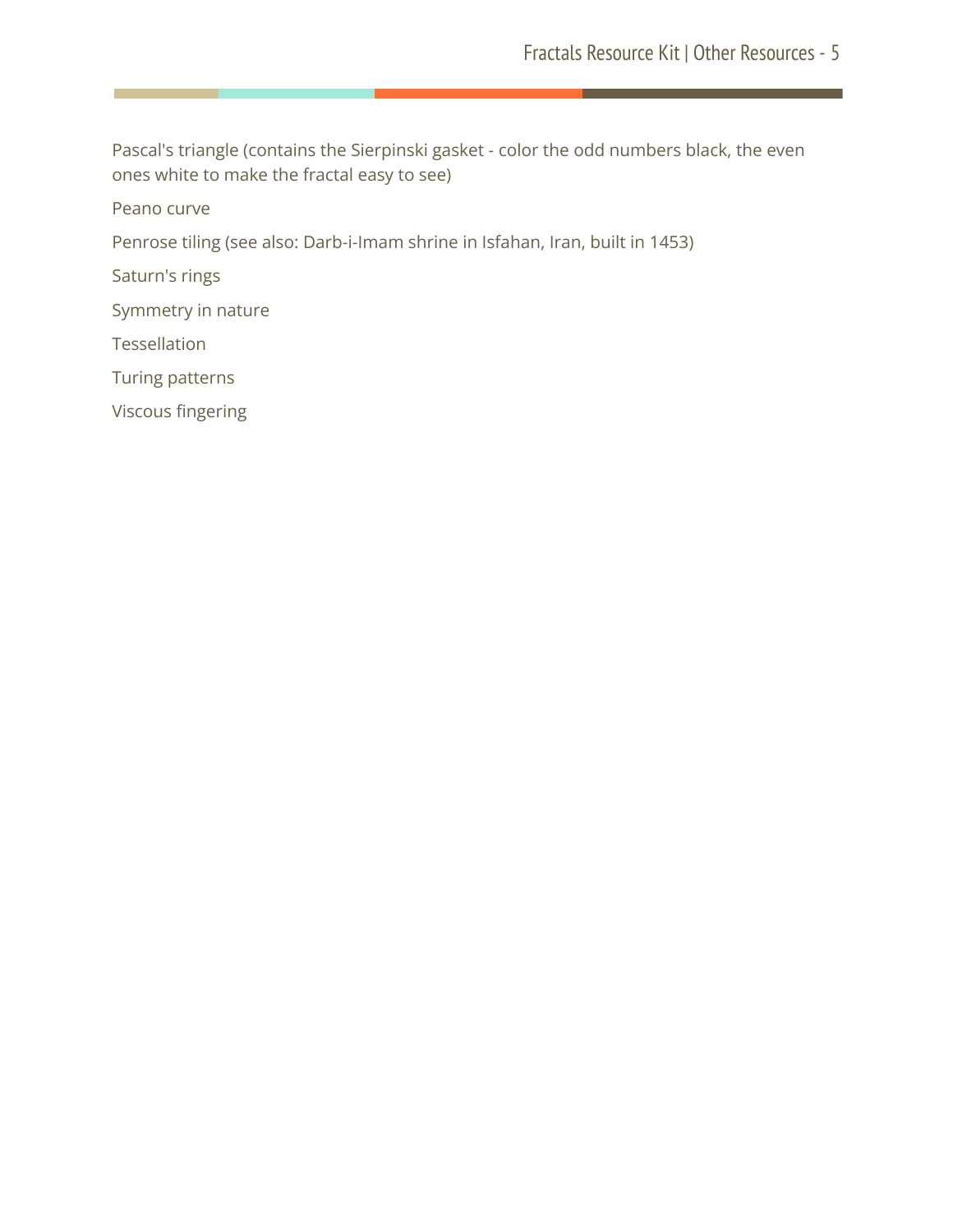Pascal's triangle (contains the Sierpinski gasket - color the odd numbers black, the even ones white to make the fractal easy to see)

Peano curve

Penrose tiling (see also: Darb-i-Imam shrine in Isfahan, Iran, built in 1453)

Saturn's rings

Symmetry in nature

Tessellation

Turing patterns

Viscous fingering